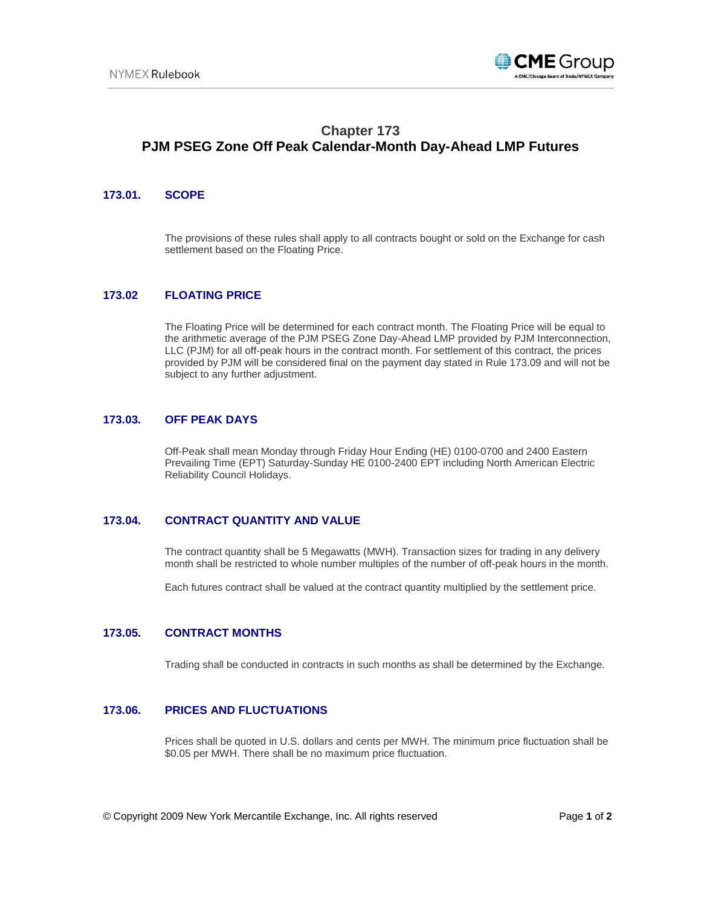# Chapter 173
# PJM PSEG Zone Off Peak Calendar-Month Day-Ahead LMP Futures

## 173.01. SCOPE

The provisions of these rules shall apply to all contracts bought or sold on the Exchange for cash settlement based on the Floating Price.

## 173.02 FLOATING PRICE

The Floating Price will be determined for each contract month. The Floating Price will be equal to the arithmetic average of the PJM PSEG Zone Day-Ahead LMP provided by PJM Interconnection, LLC (PJM) for all off-peak hours in the contract month. For settlement of this contract, the prices provided by PJM will be considered final on the payment day stated in Rule 173.09 and will not be subject to any further adjustment.

## 173.03. OFF PEAK DAYS

Off-Peak shall mean Monday through Friday Hour Ending (HE) 0100-0700 and 2400 Eastern Prevailing Time (EPT) Saturday-Sunday HE 0100-2400 EPT including North American Electric Reliability Council Holidays.

## 173.04. CONTRACT QUANTITY AND VALUE

The contract quantity shall be 5 Megawatts (MWH). Transaction sizes for trading in any delivery month shall be restricted to whole number multiples of the number of off-peak hours in the month.

Each futures contract shall be valued at the contract quantity multiplied by the settlement price.

## 173.05. CONTRACT MONTHS

Trading shall be conducted in contracts in such months as shall be determined by the Exchange.

## 173.06. PRICES AND FLUCTUATIONS

Prices shall be quoted in U.S. dollars and cents per MWH. The minimum price fluctuation shall be $0.05 per MWH. There shall be no maximum price fluctuation.

© Copyright 2009 New York Mercantile Exchange, Inc. All rights reserved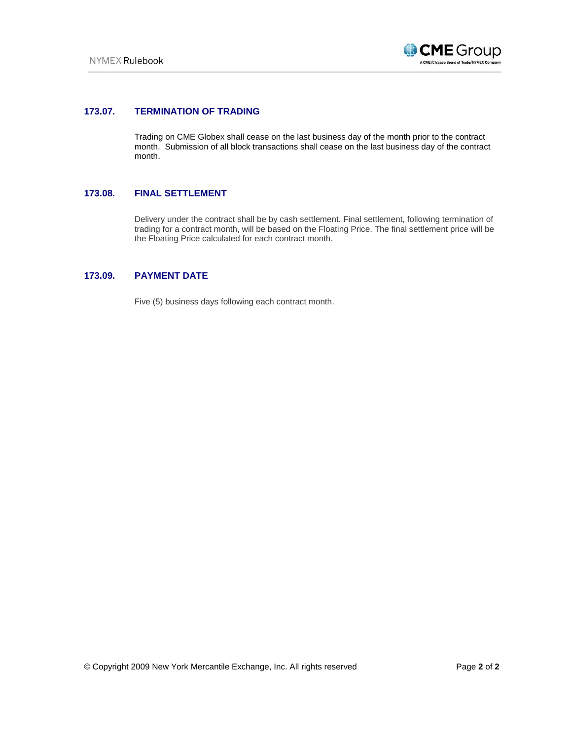## 173.07. TERMINATION OF TRADING

Trading on CME Globex shall cease on the last business day of the month prior to the contract month. Submission of all block transactions shall cease on the last business day of the contract month.

## 173.08. FINAL SETTLEMENT

Delivery under the contract shall be by cash settlement. Final settlement, following termination of trading for a contract month, will be based on the Floating Price. The final settlement price will be the Floating Price calculated for each contract month.

## 173.09. PAYMENT DATE

Five (5) business days following each contract month.